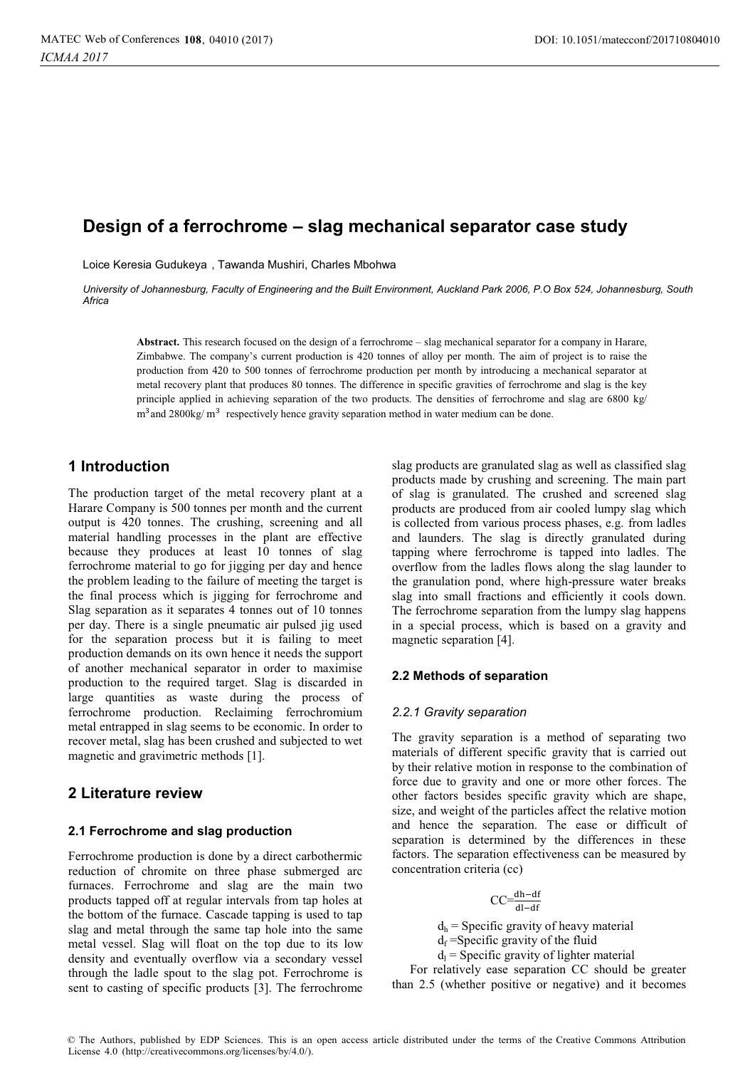# Design of a ferrochrome – slag mechanical separator case study

Loice Keresia Gudukeya , Tawanda Mushiri, Charles Mbohwa

*University of Johannesburg, Faculty of Engineering and the Built Environment, Auckland Park 2006, P.O Box 524, Johannesburg, South Africa*

**Abstract.** This research focused on the design of a ferrochrome – slag mechanical separator for a company in Harare, Zimbabwe. The company's current production is 420 tonnes of alloy per month. The aim of project is to raise the production from 420 to 500 tonnes of ferrochrome production per month by introducing a mechanical separator at metal recovery plant that produces 80 tonnes. The difference in specific gravities of ferrochrome and slag is the key principle applied in achieving separation of the two products. The densities of ferrochrome and slag are 6800 kg/ $m^3$ and 2800kg/ $m^3$ respectively hence gravity separation method in water medium can be done.

## 1 Introduction

The production target of the metal recovery plant at a Harare Company is 500 tonnes per month and the current output is 420 tonnes. The crushing, screening and all material handling processes in the plant are effective because they produces at least 10 tonnes of slag ferrochrome material to go for jigging per day and hence the problem leading to the failure of meeting the target is the final process which is jigging for ferrochrome and Slag separation as it separates 4 tonnes out of 10 tonnes per day. There is a single pneumatic air pulsed jig used for the separation process but it is failing to meet production demands on its own hence it needs the support of another mechanical separator in order to maximise production to the required target. Slag is discarded in large quantities as waste during the process of ferrochrome production. Reclaiming ferrochromium metal entrapped in slag seems to be economic. In order to recover metal, slag has been crushed and subjected to wet magnetic and gravimetric methods [1].

## 2 Literature review

### 2.1 Ferrochrome and slag production

Ferrochrome production is done by a direct carbothermic reduction of chromite on three phase submerged arc furnaces. Ferrochrome and slag are the main two products tapped off at regular intervals from tap holes at the bottom of the furnace. Cascade tapping is used to tap slag and metal through the same tap hole into the same metal vessel. Slag will float on the top due to its low density and eventually overflow via a secondary vessel through the ladle spout to the slag pot. Ferrochrome is sent to casting of specific products [3]. The ferrochrome slag products are granulated slag as well as classified slag products made by crushing and screening. The main part of slag is granulated. The crushed and screened slag products are produced from air cooled lumpy slag which is collected from various process phases, e.g. from ladles and launders. The slag is directly granulated during tapping where ferrochrome is tapped into ladles. The overflow from the ladles flows along the slag launder to the granulation pond, where high-pressure water breaks slag into small fractions and efficiently it cools down. The ferrochrome separation from the lumpy slag happens in a special process, which is based on a gravity and magnetic separation [4].

### 2.2 Methods of separation

#### *2.2.1 Gravity separation*

The gravity separation is a method of separating two materials of different specific gravity that is carried out by their relative motion in response to the combination of force due to gravity and one or more other forces. The other factors besides specific gravity which are shape, size, and weight of the particles affect the relative motion and hence the separation. The ease or difficult of separation is determined by the differences in these factors. The separation effectiveness can be measured by concentration criteria (cc)

$$CC = \frac{dh - df}{dl - df}$$

$d_h$ = Specific gravity of heavy material
$d_f$ = Specific gravity of the fluid
$d_l$ = Specific gravity of lighter material

For relatively ease separation CC should be greater than 2.5 (whether positive or negative) and it becomes

© The Authors, published by EDP Sciences. This is an open access article distributed under the terms of the Creative Commons Attribution License 4.0 (http://creativecommons.org/licenses/by/4.0/).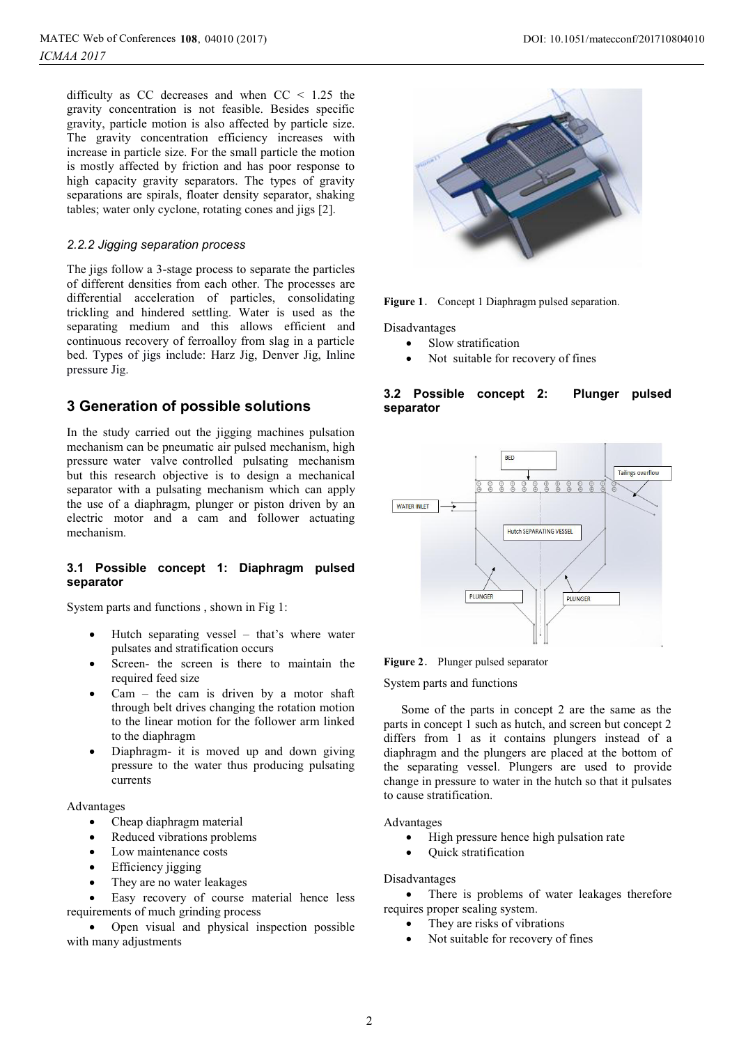difficulty as CC decreases and when CC < 1.25 the gravity concentration is not feasible. Besides specific gravity, particle motion is also affected by particle size. The gravity concentration efficiency increases with increase in particle size. For the small particle the motion is mostly affected by friction and has poor response to high capacity gravity separators. The types of gravity separations are spirals, floater density separator, shaking tables; water only cyclone, rotating cones and jigs [2].

#### *2.2.2 Jigging separation process*

The jigs follow a 3-stage process to separate the particles of different densities from each other. The processes are differential acceleration of particles, consolidating trickling and hindered settling. Water is used as the separating medium and this allows efficient and continuous recovery of ferroalloy from slag in a particle bed. Types of jigs include: Harz Jig, Denver Jig, Inline pressure Jig.

## 3 Generation of possible solutions

In the study carried out the jigging machines pulsation mechanism can be pneumatic air pulsed mechanism, high pressure water valve controlled pulsating mechanism but this research objective is to design a mechanical separator with a pulsating mechanism which can apply the use of a diaphragm, plunger or piston driven by an electric motor and a cam and follower actuating mechanism.

### 3.1 Possible concept 1: Diaphragm pulsed separator

System parts and functions , shown in Fig 1:

- Hutch separating vessel – that's where water pulsates and stratification occurs
- Screen- the screen is there to maintain the required feed size
- Cam – the cam is driven by a motor shaft through belt drives changing the rotation motion to the linear motion for the follower arm linked to the diaphragm
- Diaphragm- it is moved up and down giving pressure to the water thus producing pulsating currents

Advantages

- Cheap diaphragm material
- Reduced vibrations problems
- Low maintenance costs
- Efficiency jigging
- They are no water leakages
- Easy recovery of course material hence less requirements of much grinding process
- Open visual and physical inspection possible with many adjustments

**Figure 1**. Concept 1 Diaphragm pulsed separation.

Disadvantages

- Slow stratification
- Not suitable for recovery of fines

### 3.2 Possible concept 2: Plunger pulsed separator

**Figure 2**. Plunger pulsed separator

System parts and functions

Some of the parts in concept 2 are the same as the parts in concept 1 such as hutch, and screen but concept 2 differs from 1 as it contains plungers instead of a diaphragm and the plungers are placed at the bottom of the separating vessel. Plungers are used to provide change in pressure to water in the hutch so that it pulsates to cause stratification.

Advantages

- High pressure hence high pulsation rate
- Quick stratification

Disadvantages

- There is problems of water leakages therefore requires proper sealing system.
- They are risks of vibrations
- Not suitable for recovery of fines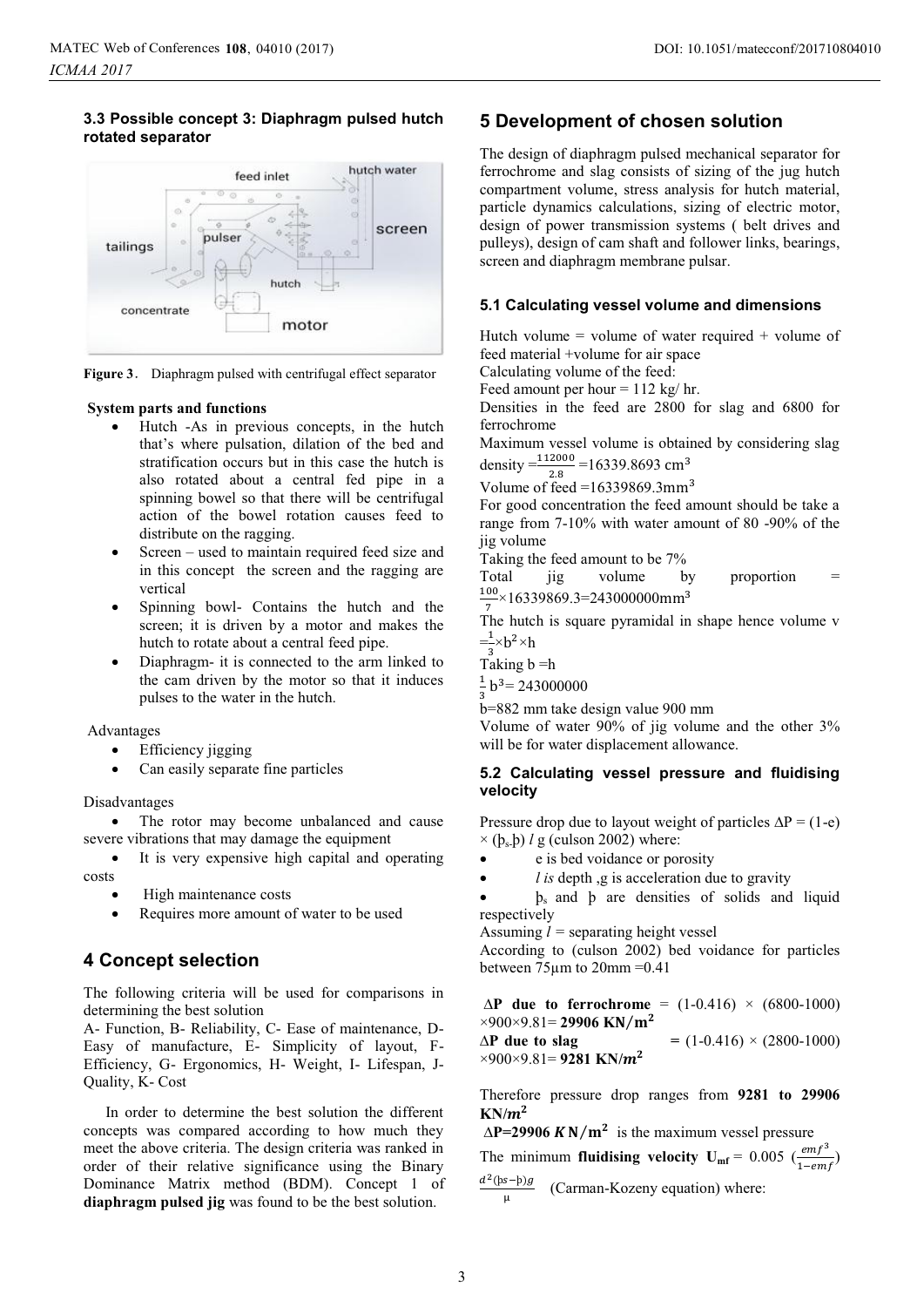### 3.3 Possible concept 3: Diaphragm pulsed hutch rotated separator

**Figure 3**. Diaphragm pulsed with centrifugal effect separator

**System parts and functions**

- Hutch -As in previous concepts, in the hutch that's where pulsation, dilation of the bed and stratification occurs but in this case the hutch is also rotated about a central fed pipe in a spinning bowel so that there will be centrifugal action of the bowel rotation causes feed to distribute on the ragging.
- Screen – used to maintain required feed size and in this concept the screen and the ragging are vertical
- Spinning bowl- Contains the hutch and the screen; it is driven by a motor and makes the hutch to rotate about a central feed pipe.
- Diaphragm- it is connected to the arm linked to the cam driven by the motor so that it induces pulses to the water in the hutch.

Advantages

- Efficiency jigging
- Can easily separate fine particles

Disadvantages

- The rotor may become unbalanced and cause severe vibrations that may damage the equipment
- It is very expensive high capital and operating costs
- High maintenance costs
- Requires more amount of water to be used

## 4 Concept selection

The following criteria will be used for comparisons in determining the best solution

A- Function, B- Reliability, C- Ease of maintenance, D- Easy of manufacture, E- Simplicity of layout, F- Efficiency, G- Ergonomics, H- Weight, I- Lifespan, J- Quality, K- Cost

In order to determine the best solution the different concepts was compared according to how much they meet the above criteria. The design criteria was ranked in order of their relative significance using the Binary Dominance Matrix method (BDM). Concept 1 of **diaphragm pulsed jig** was found to be the best solution.

## 5 Development of chosen solution

The design of diaphragm pulsed mechanical separator for ferrochrome and slag consists of sizing of the jug hutch compartment volume, stress analysis for hutch material, particle dynamics calculations, sizing of electric motor, design of power transmission systems ( belt drives and pulleys), design of cam shaft and follower links, bearings, screen and diaphragm membrane pulsar.

### 5.1 Calculating vessel volume and dimensions

Hutch volume = volume of water required + volume of feed material +volume for air space

Calculating volume of the feed:

Feed amount per hour = 112 kg/ hr.

Densities in the feed are 2800 for slag and 6800 for ferrochrome

Maximum vessel volume is obtained by considering slag density $=\frac{112000}{2.8}=16339.8693\ \text{cm}^3$

Volume of feed $=16339869.3\text{mm}^3$

For good concentration the feed amount should be take a range from 7-10% with water amount of 80 -90% of the jig volume

Taking the feed amount to be 7%

Total jig volume by proportion $=\frac{100}{7}\times16339869.3=243000000\text{mm}^3$

The hutch is square pyramidal in shape hence volume v $=\frac{1}{3}\times b^2\times h$

Taking b =h

$\frac{1}{3}\,b^3= 243000000$

b=882 mm take design value 900 mm

Volume of water 90% of jig volume and the other 3% will be for water displacement allowance.

### 5.2 Calculating vessel pressure and fluidising velocity

Pressure drop due to layout weight of particles $\Delta P = (1\text{-}e) \times (\rho_s\text{-}\rho)\ l\ g$ (culson 2002) where:

- e is bed voidance or porosity
- *l is* depth ,g is acceleration due to gravity
- $\rho_s$ and $\rho$ are densities of solids and liquid respectively

Assuming $l$ = separating height vessel

According to (culson 2002) bed voidance for particles between 75µm to 20mm =0.41

**ΔP due to ferrochrome** = (1-0.416) × (6800-1000) ×900×9.81= **29906 KN/$\mathbf{m^2}$**

**ΔP due to slag** = (1-0.416) × (2800-1000) ×900×9.81= **9281 KN/$\boldsymbol{m^2}$**

Therefore pressure drop ranges from **9281 to 29906 KN/$\boldsymbol{m^2}$**

**ΔP=29906 $\boldsymbol{K}$N/$\mathbf{m^2}$** is the maximum vessel pressure

The minimum **fluidising velocity** $\mathbf{U_{mf}} = 0.005\ \left(\frac{emf^3}{1-emf}\right)\frac{d^2(\rho s-\rho)g}{\mu}$ (Carman-Kozeny equation) where: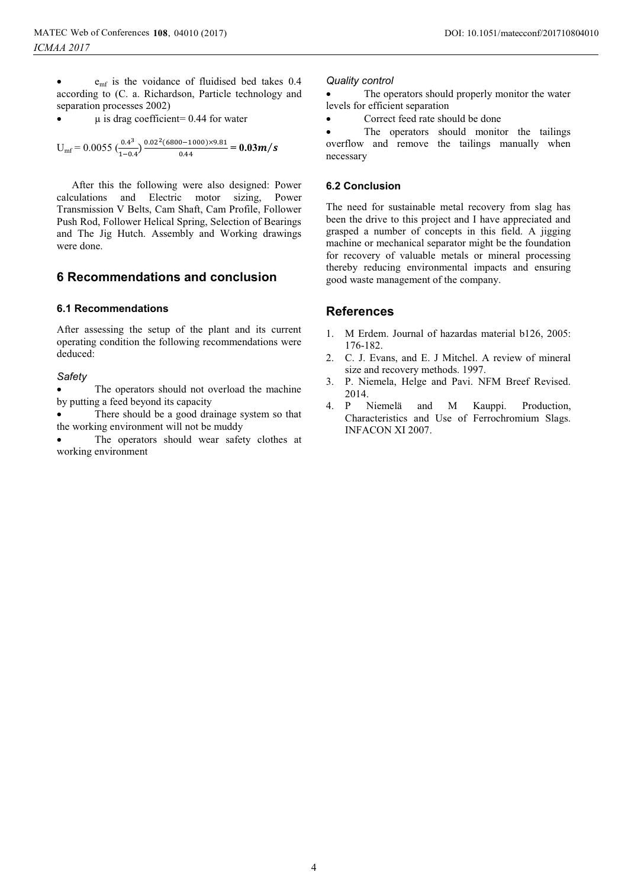- $e_{mf}$ is the voidance of fluidised bed takes 0.4 according to (C. a. Richardson, Particle technology and separation processes 2002)
- μ is drag coefficient= 0.44 for water

$$U_{mf} = 0.0055\left(\frac{0.4^3}{1-0.4}\right)\frac{0.02^2(6800-1000)\times 9.81}{0.44} = \mathbf{0.03}\boldsymbol{m/s}$$

After this the following were also designed: Power calculations and Electric motor sizing, Power Transmission V Belts, Cam Shaft, Cam Profile, Follower Push Rod, Follower Helical Spring, Selection of Bearings and The Jig Hutch. Assembly and Working drawings were done.

## 6 Recommendations and conclusion

### 6.1 Recommendations

After assessing the setup of the plant and its current operating condition the following recommendations were deduced:

*Safety*

- The operators should not overload the machine by putting a feed beyond its capacity
- There should be a good drainage system so that the working environment will not be muddy
- The operators should wear safety clothes at working environment

*Quality control*

- The operators should properly monitor the water levels for efficient separation
- Correct feed rate should be done
- The operators should monitor the tailings overflow and remove the tailings manually when necessary

### 6.2 Conclusion

The need for sustainable metal recovery from slag has been the drive to this project and I have appreciated and grasped a number of concepts in this field. A jigging machine or mechanical separator might be the foundation for recovery of valuable metals or mineral processing thereby reducing environmental impacts and ensuring good waste management of the company.

## References

1. M Erdem. Journal of hazardas material b126, 2005: 176-182.
2. C. J. Evans, and E. J Mitchel. A review of mineral size and recovery methods. 1997.
3. P. Niemela, Helge and Pavi. NFM Breef Revised. 2014.
4. P Niemelä and M Kauppi. Production, Characteristics and Use of Ferrochromium Slags. INFACON XI 2007.